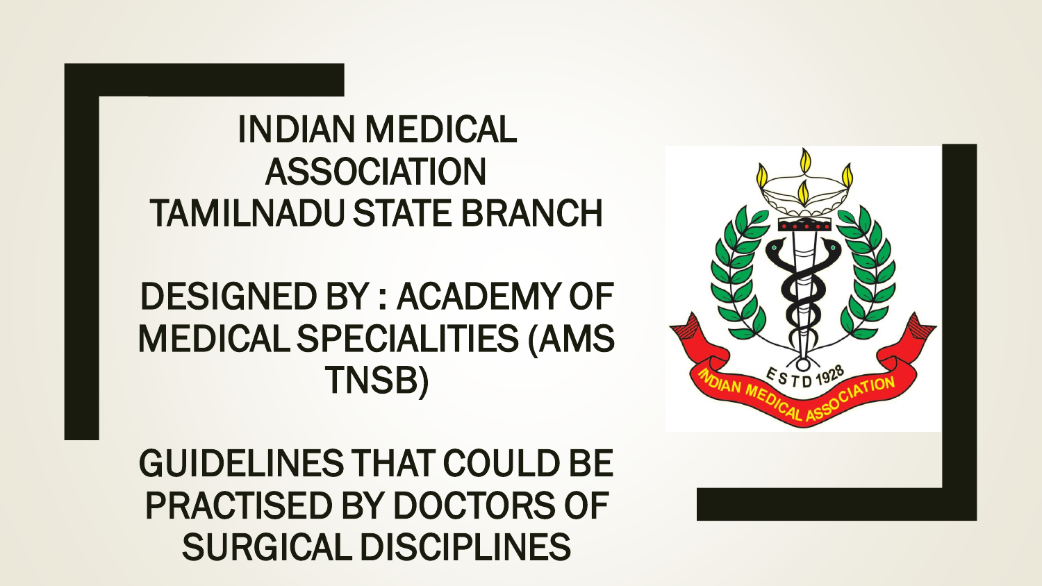# INDIAN MEDICAL ASSOCIATION TAMILNADU STATE BRANCH

## DESIGNED BY : ACADEMY OF MEDICAL SPECIALITIES (AMS TNSB)

## GUIDELINES THAT COULD BE PRACTISED BY DOCTORS OF SURGICAL DISCIPLINES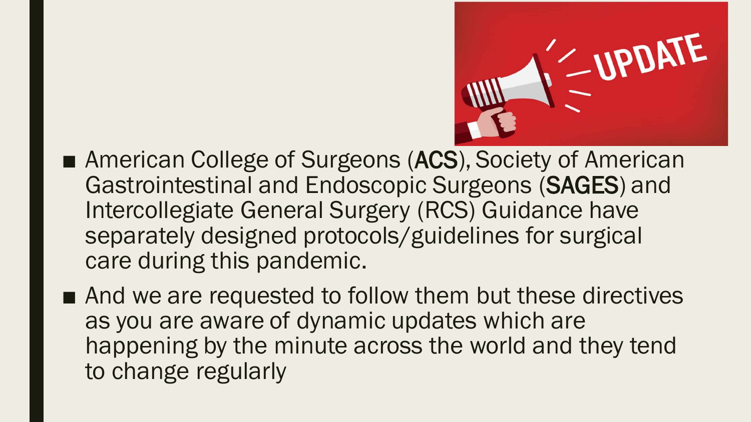- American College of Surgeons (**ACS**), Society of American Gastrointestinal and Endoscopic Surgeons (**SAGES**) and Intercollegiate General Surgery (RCS) Guidance have separately designed protocols/guidelines for surgical care during this pandemic.
- And we are requested to follow them but these directives as you are aware of dynamic updates which are happening by the minute across the world and they tend to change regularly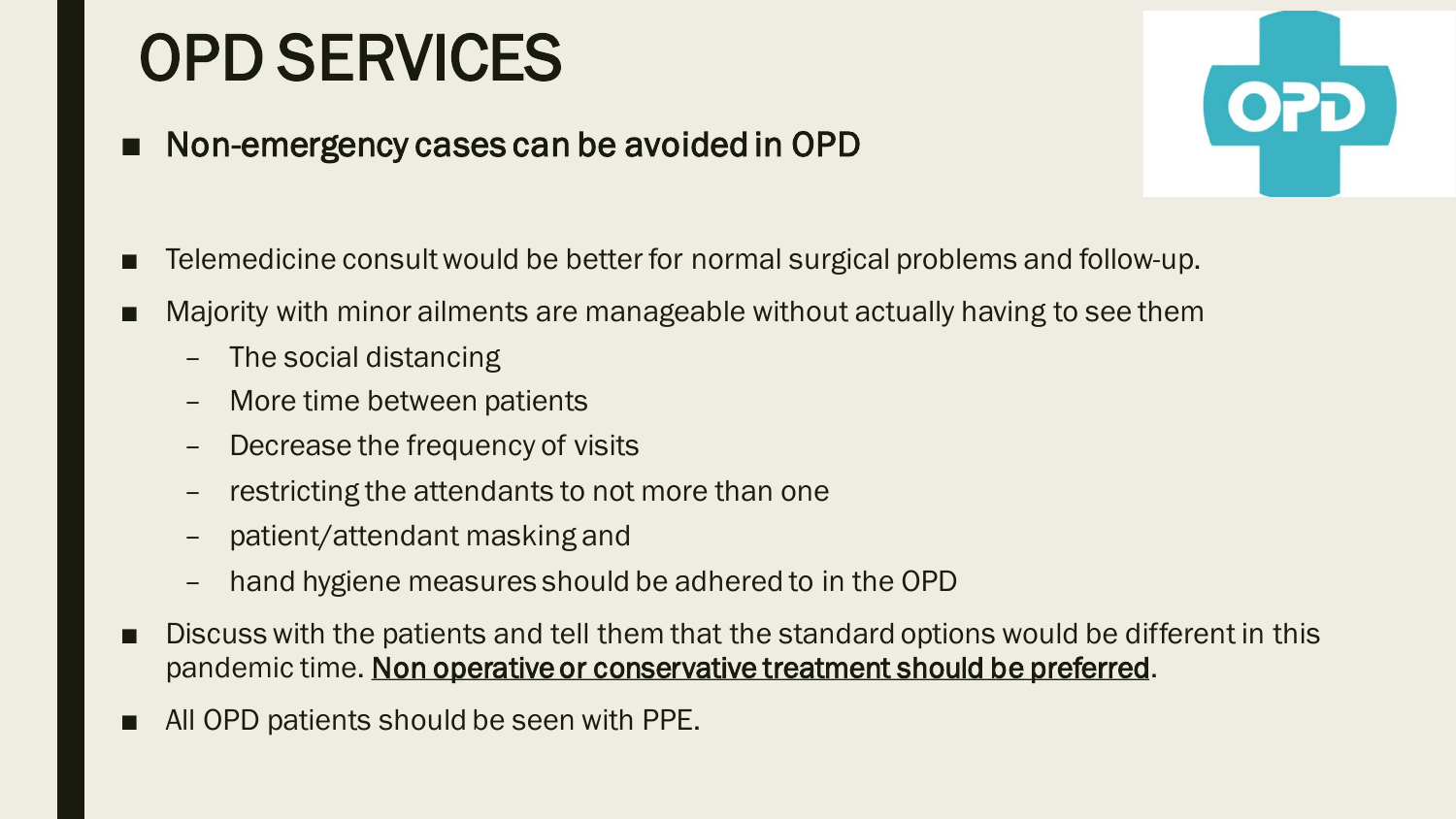# OPD SERVICES

- Non-emergency cases can be avoided in OPD

- Telemedicine consult would be better for normal surgical problems and follow-up.
- Majority with minor ailments are manageable without actually having to see them
  - The social distancing
  - More time between patients
  - Decrease the frequency of visits
  - restricting the attendants to not more than one
  - patient/attendant masking and
  - hand hygiene measures should be adhered to in the OPD
- Discuss with the patients and tell them that the standard options would be different in this pandemic time. <u>Non operative or conservative treatment should be preferred</u>.
- All OPD patients should be seen with PPE.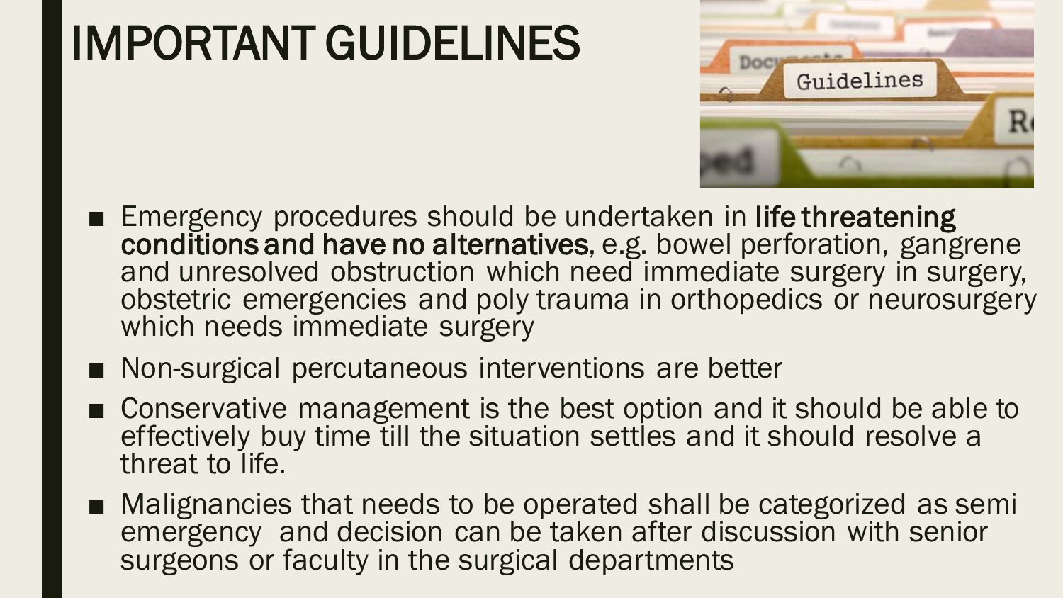# IMPORTANT GUIDELINES

- Emergency procedures should be undertaken in **life threatening conditions and have no alternatives**, e.g. bowel perforation, gangrene and unresolved obstruction which need immediate surgery in surgery, obstetric emergencies and poly trauma in orthopedics or neurosurgery which needs immediate surgery
- Non-surgical percutaneous interventions are better
- Conservative management is the best option and it should be able to effectively buy time till the situation settles and it should resolve a threat to life.
- Malignancies that needs to be operated shall be categorized as semi emergency and decision can be taken after discussion with senior surgeons or faculty in the surgical departments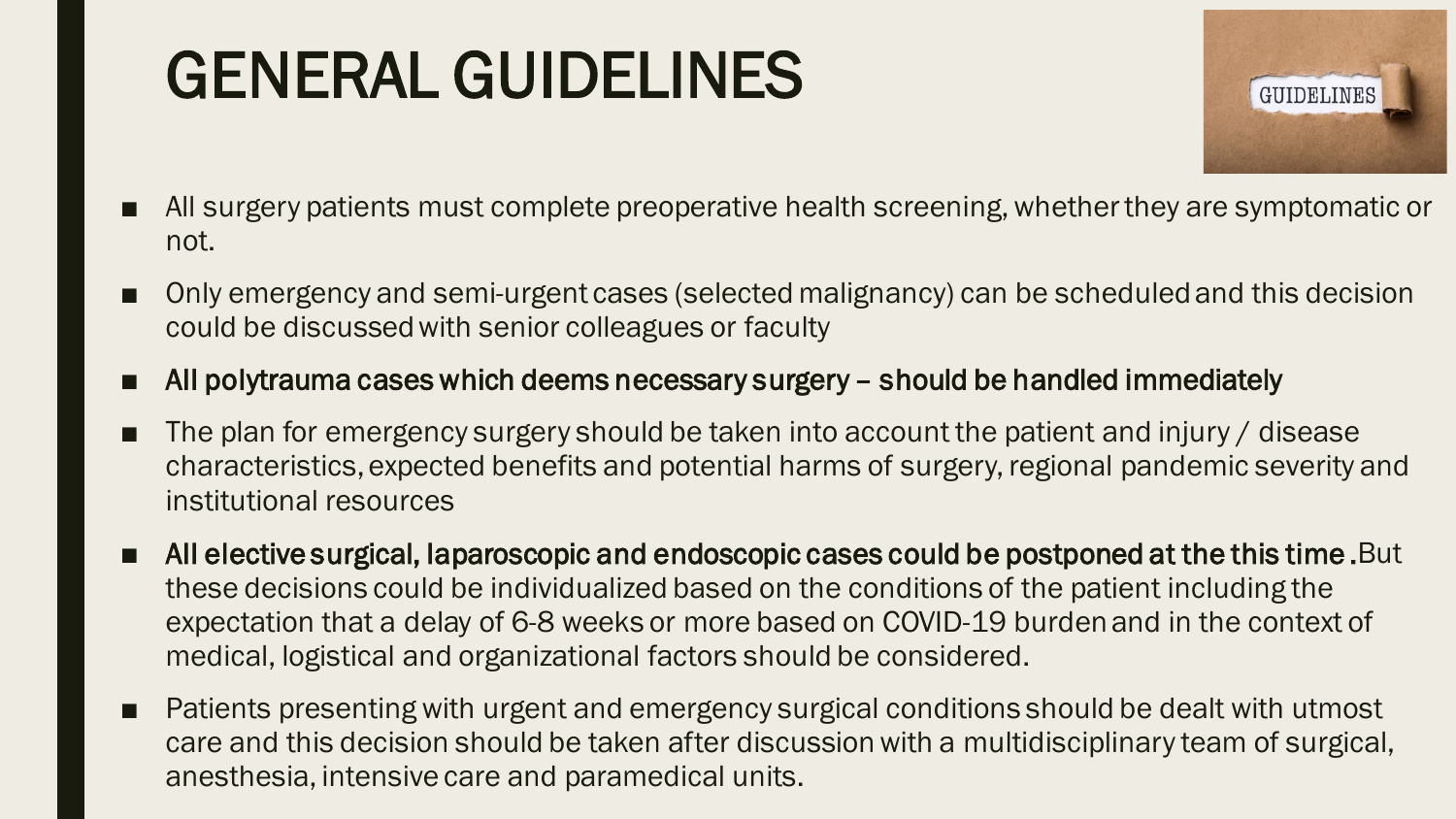# GENERAL GUIDELINES

- All surgery patients must complete preoperative health screening, whether they are symptomatic or not.
- Only emergency and semi-urgent cases (selected malignancy) can be scheduled and this decision could be discussed with senior colleagues or faculty
- **All polytrauma cases which deems necessary surgery – should be handled immediately**
- The plan for emergency surgery should be taken into account the patient and injury / disease characteristics, expected benefits and potential harms of surgery, regional pandemic severity and institutional resources
- **All elective surgical, laparoscopic and endoscopic cases could be postponed at the this time .**But these decisions could be individualized based on the conditions of the patient including the expectation that a delay of 6-8 weeks or more based on COVID-19 burden and in the context of medical, logistical and organizational factors should be considered.
- Patients presenting with urgent and emergency surgical conditions should be dealt with utmost care and this decision should be taken after discussion with a multidisciplinary team of surgical, anesthesia, intensive care and paramedical units.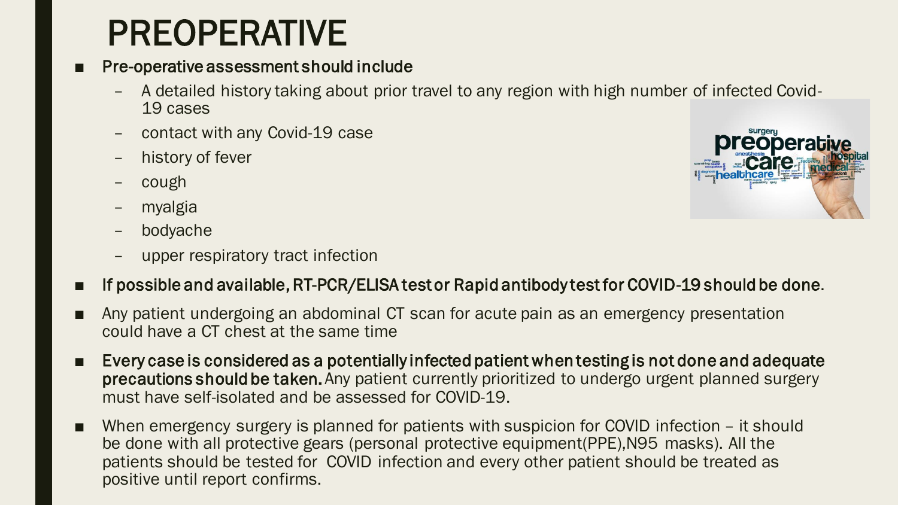# PREOPERATIVE

- **Pre-operative assessment should include**
  - A detailed history taking about prior travel to any region with high number of infected Covid-19 cases
  - contact with any Covid-19 case
  - history of fever
  - cough
  - myalgia
  - bodyache
  - upper respiratory tract infection
- **If possible and available, RT-PCR/ELISA test or Rapid antibody test for COVID-19 should be done**.
- Any patient undergoing an abdominal CT scan for acute pain as an emergency presentation could have a CT chest at the same time
- **Every case is considered as a potentially infected patient when testing is not done and adequate precautions should be taken.** Any patient currently prioritized to undergo urgent planned surgery must have self-isolated and be assessed for COVID-19.
- When emergency surgery is planned for patients with suspicion for COVID infection – it should be done with all protective gears (personal protective equipment(PPE),N95 masks). All the patients should be tested for COVID infection and every other patient should be treated as positive until report confirms.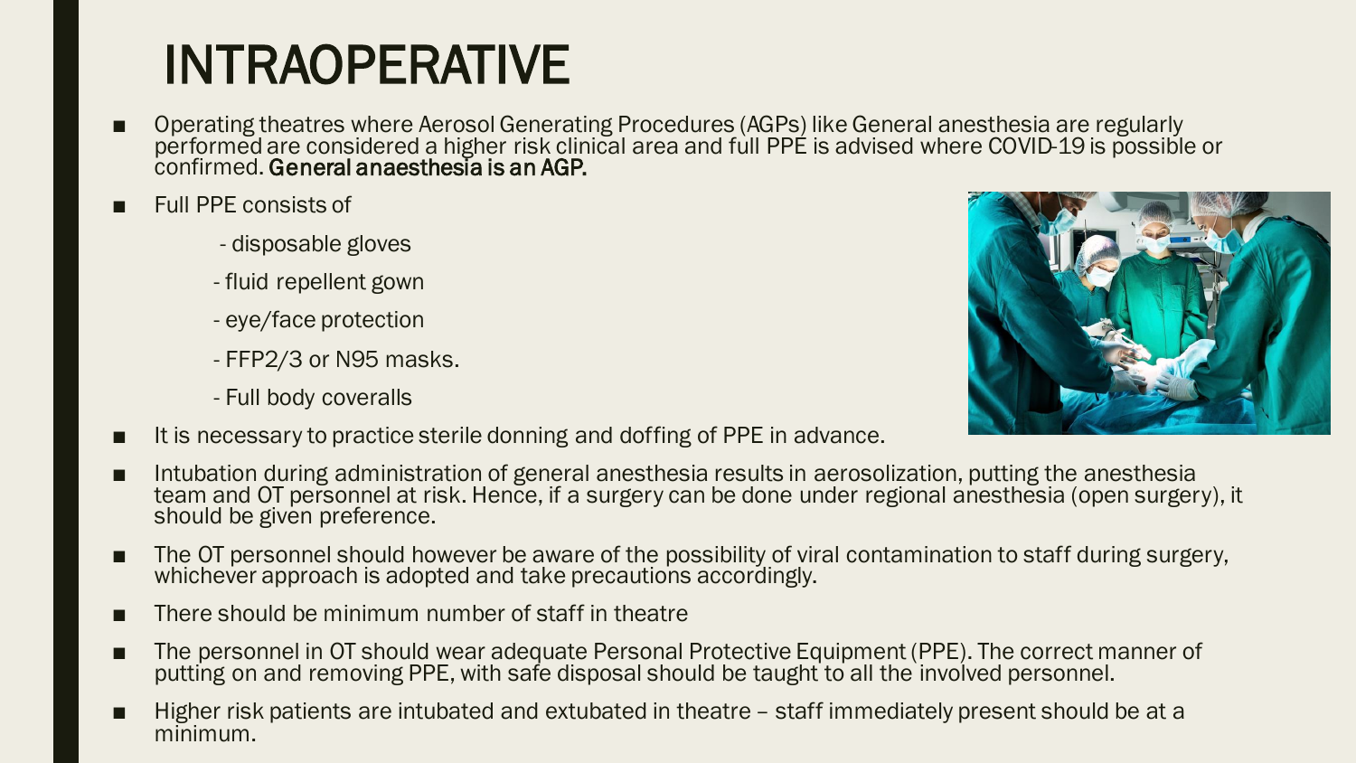# INTRAOPERATIVE

- Operating theatres where Aerosol Generating Procedures (AGPs) like General anesthesia are regularly performed are considered a higher risk clinical area and full PPE is advised where COVID-19 is possible or confirmed. **General anaesthesia is an AGP.**
- Full PPE consists of
  - disposable gloves
  - fluid repellent gown
  - eye/face protection
  - FFP2/3 or N95 masks.
  - Full body coveralls
- It is necessary to practice sterile donning and doffing of PPE in advance.
- Intubation during administration of general anesthesia results in aerosolization, putting the anesthesia team and OT personnel at risk. Hence, if a surgery can be done under regional anesthesia (open surgery), it should be given preference.
- The OT personnel should however be aware of the possibility of viral contamination to staff during surgery, whichever approach is adopted and take precautions accordingly.
- There should be minimum number of staff in theatre
- The personnel in OT should wear adequate Personal Protective Equipment (PPE). The correct manner of putting on and removing PPE, with safe disposal should be taught to all the involved personnel.
- Higher risk patients are intubated and extubated in theatre – staff immediately present should be at a minimum.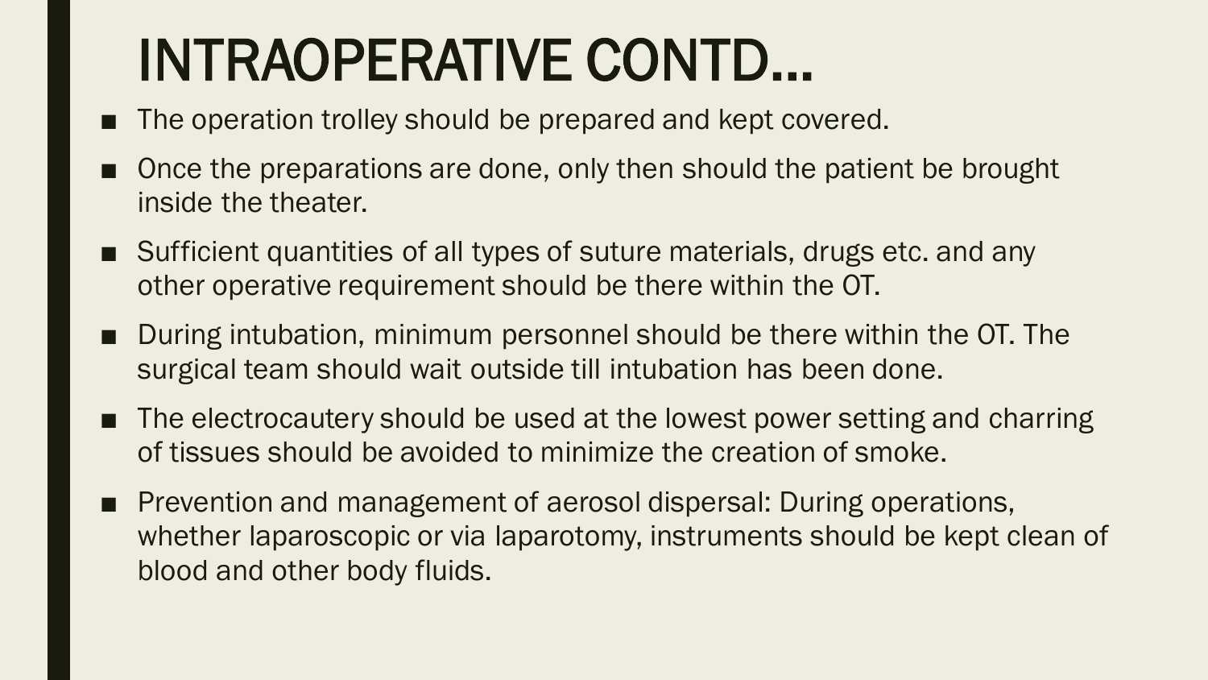# INTRAOPERATIVE CONTD…

- The operation trolley should be prepared and kept covered.
- Once the preparations are done, only then should the patient be brought inside the theater.
- Sufficient quantities of all types of suture materials, drugs etc. and any other operative requirement should be there within the OT.
- During intubation, minimum personnel should be there within the OT. The surgical team should wait outside till intubation has been done.
- The electrocautery should be used at the lowest power setting and charring of tissues should be avoided to minimize the creation of smoke.
- Prevention and management of aerosol dispersal: During operations, whether laparoscopic or via laparotomy, instruments should be kept clean of blood and other body fluids.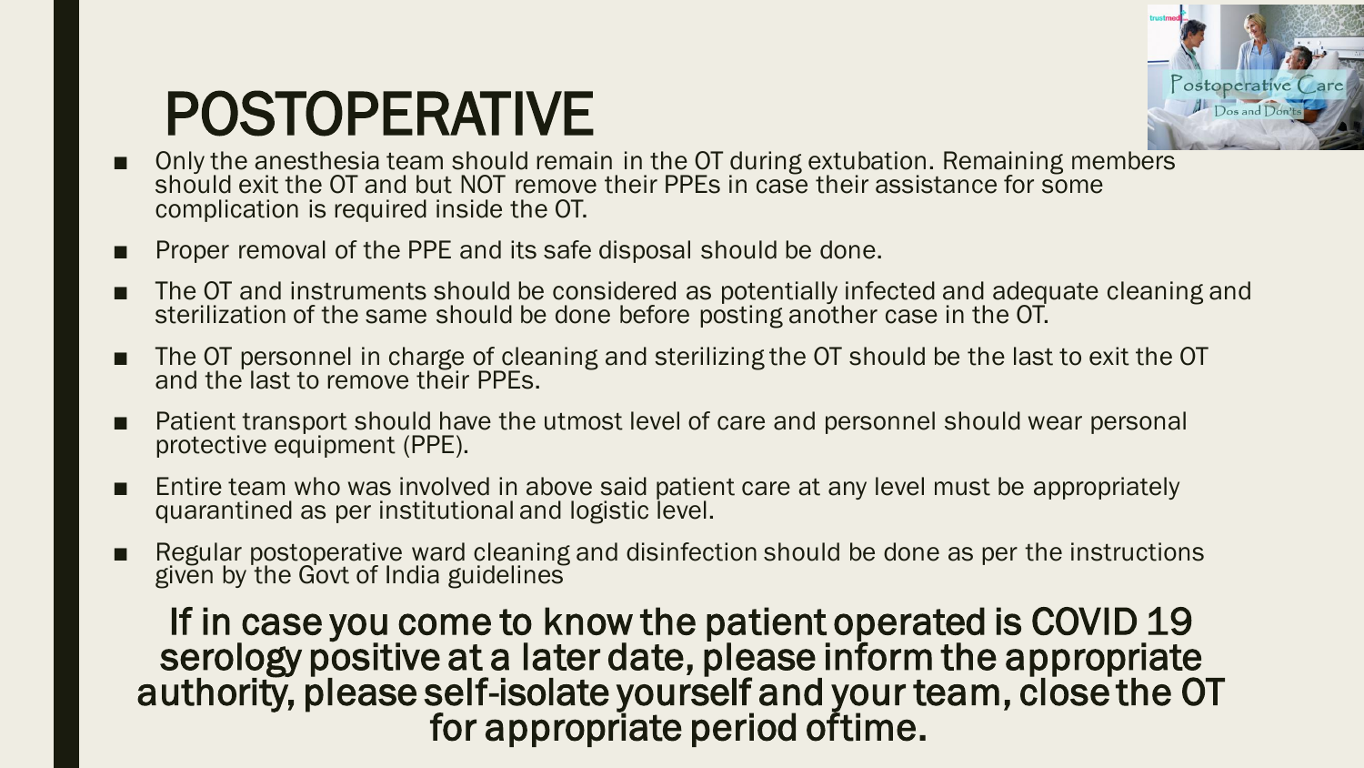# POSTOPERATIVE

- Only the anesthesia team should remain in the OT during extubation. Remaining members should exit the OT and but NOT remove their PPEs in case their assistance for some complication is required inside the OT.
- Proper removal of the PPE and its safe disposal should be done.
- The OT and instruments should be considered as potentially infected and adequate cleaning and sterilization of the same should be done before posting another case in the OT.
- The OT personnel in charge of cleaning and sterilizing the OT should be the last to exit the OT and the last to remove their PPEs.
- Patient transport should have the utmost level of care and personnel should wear personal protective equipment (PPE).
- Entire team who was involved in above said patient care at any level must be appropriately quarantined as per institutional and logistic level.
- Regular postoperative ward cleaning and disinfection should be done as per the instructions given by the Govt of India guidelines

If in case you come to know the patient operated is COVID 19 serology positive at a later date, please inform the appropriate authority, please self-isolate yourself and your team, close the OT for appropriate period oftime.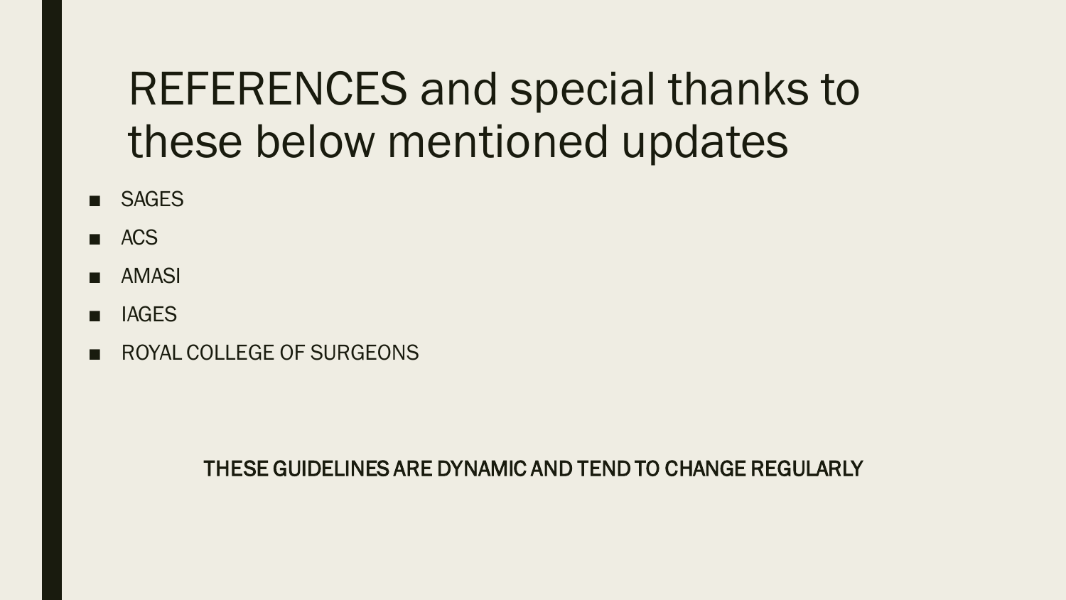# REFERENCES and special thanks to these below mentioned updates

- SAGES
- ACS
- AMASI
- IAGES
- ROYAL COLLEGE OF SURGEONS

**THESE GUIDELINES ARE DYNAMIC AND TEND TO CHANGE REGULARLY**